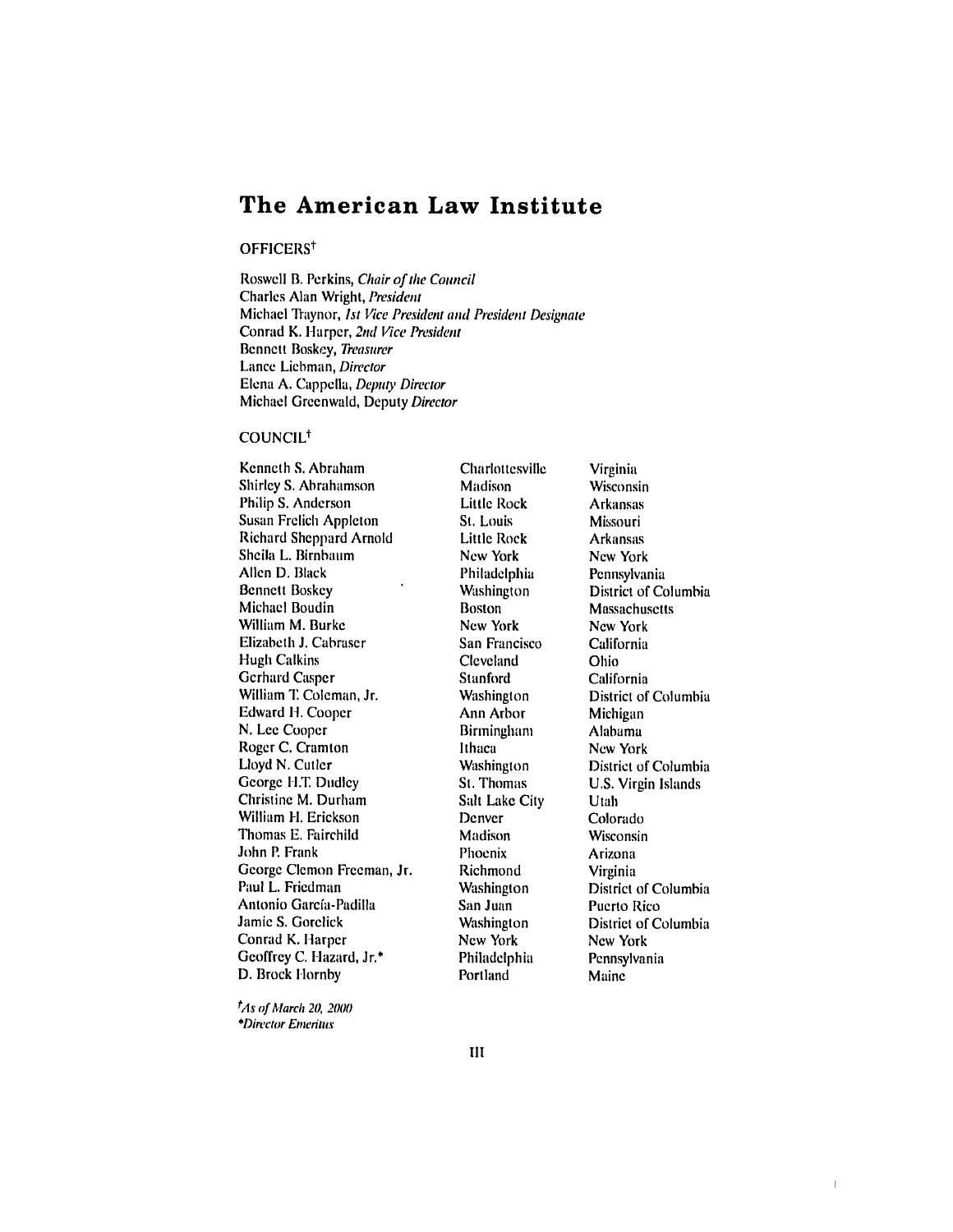# The American Law Institute

OFFICERS†

Roswell B. Perkins, *Chair of the Council*
Charles Alan Wright, *President*
Michael Traynor, *1st Vice President and President Designate*
Conrad K. Harper, *2nd Vice President*
Bennett Boskey, *Treasurer*
Lance Liebman, *Director*
Elena A. Cappella, *Deputy Director*
Michael Greenwald, Deputy *Director*

COUNCIL†

| | | |
|---|---|---|
| Kenneth S. Abraham | Charlottesville | Virginia |
| Shirley S. Abrahamson | Madison | Wisconsin |
| Philip S. Anderson | Little Rock | Arkansas |
| Susan Frelich Appleton | St. Louis | Missouri |
| Richard Sheppard Arnold | Little Rock | Arkansas |
| Sheila L. Birnbaum | New York | New York |
| Allen D. Black | Philadelphia | Pennsylvania |
| Bennett Boskey | Washington | District of Columbia |
| Michael Boudin | Boston | Massachusetts |
| William M. Burke | New York | New York |
| Elizabeth J. Cabraser | San Francisco | California |
| Hugh Calkins | Cleveland | Ohio |
| Gerhard Casper | Stanford | California |
| William T. Coleman, Jr. | Washington | District of Columbia |
| Edward H. Cooper | Ann Arbor | Michigan |
| N. Lee Cooper | Birmingham | Alabama |
| Roger C. Cramton | Ithaca | New York |
| Lloyd N. Cutler | Washington | District of Columbia |
| George H.T. Dudley | St. Thomas | U.S. Virgin Islands |
| Christine M. Durham | Salt Lake City | Utah |
| William H. Erickson | Denver | Colorado |
| Thomas E. Fairchild | Madison | Wisconsin |
| John P. Frank | Phoenix | Arizona |
| George Clemon Freeman, Jr. | Richmond | Virginia |
| Paul L. Friedman | Washington | District of Columbia |
| Antonio García-Padilla | San Juan | Puerto Rico |
| Jamie S. Gorelick | Washington | District of Columbia |
| Conrad K. Harper | New York | New York |
| Geoffrey C. Hazard, Jr.* | Philadelphia | Pennsylvania |
| D. Brock Hornby | Portland | Maine |

†*As of March 20, 2000*
**Director Emeritus*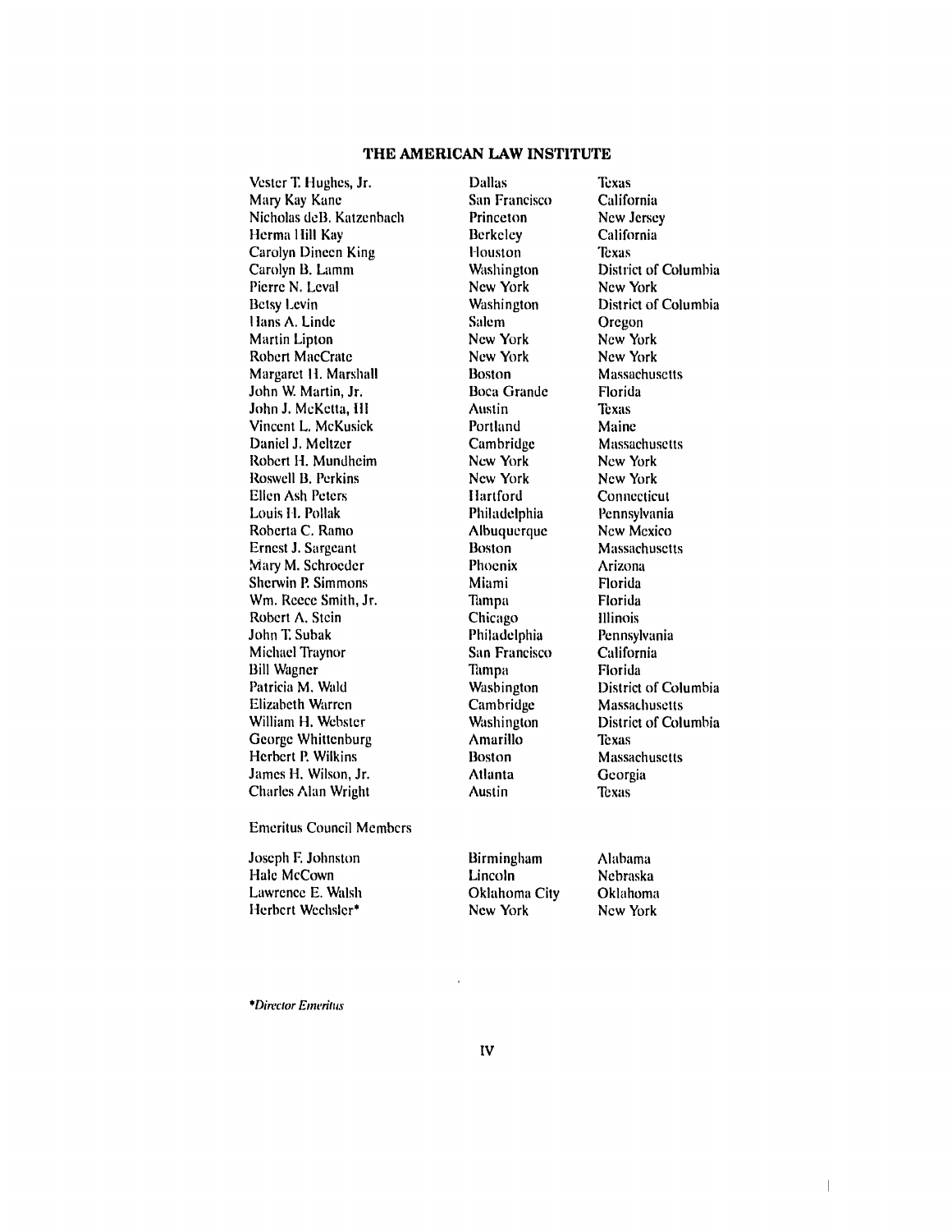## THE AMERICAN LAW INSTITUTE

| | | |
|---|---|---|
| Vester T. Hughes, Jr. | Dallas | Texas |
| Mary Kay Kane | San Francisco | California |
| Nicholas deB. Katzenbach | Princeton | New Jersey |
| Herma Hill Kay | Berkeley | California |
| Carolyn Dineen King | Houston | Texas |
| Carolyn B. Lamm | Washington | District of Columbia |
| Pierre N. Leval | New York | New York |
| Betsy Levin | Washington | District of Columbia |
| Hans A. Linde | Salem | Oregon |
| Martin Lipton | New York | New York |
| Robert MacCrate | New York | New York |
| Margaret H. Marshall | Boston | Massachusetts |
| John W. Martin, Jr. | Boca Grande | Florida |
| John J. McKetta, III | Austin | Texas |
| Vincent L. McKusick | Portland | Maine |
| Daniel J. Meltzer | Cambridge | Massachusetts |
| Robert H. Mundheim | New York | New York |
| Roswell B. Perkins | New York | New York |
| Ellen Ash Peters | Hartford | Connecticut |
| Louis H. Pollak | Philadelphia | Pennsylvania |
| Roberta C. Ramo | Albuquerque | New Mexico |
| Ernest J. Sargeant | Boston | Massachusetts |
| Mary M. Schroeder | Phoenix | Arizona |
| Sherwin P. Simmons | Miami | Florida |
| Wm. Reece Smith, Jr. | Tampa | Florida |
| Robert A. Stein | Chicago | Illinois |
| John T. Subak | Philadelphia | Pennsylvania |
| Michael Traynor | San Francisco | California |
| Bill Wagner | Tampa | Florida |
| Patricia M. Wald | Washington | District of Columbia |
| Elizabeth Warren | Cambridge | Massachusetts |
| William H. Webster | Washington | District of Columbia |
| George Whittenburg | Amarillo | Texas |
| Herbert P. Wilkins | Boston | Massachusetts |
| James H. Wilson, Jr. | Atlanta | Georgia |
| Charles Alan Wright | Austin | Texas |

Emeritus Council Members

| | | |
|---|---|---|
| Joseph F. Johnston | Birmingham | Alabama |
| Hale McCown | Lincoln | Nebraska |
| Lawrence E. Walsh | Oklahoma City | Oklahoma |
| Herbert Wechsler* | New York | New York |

**Director Emeritus*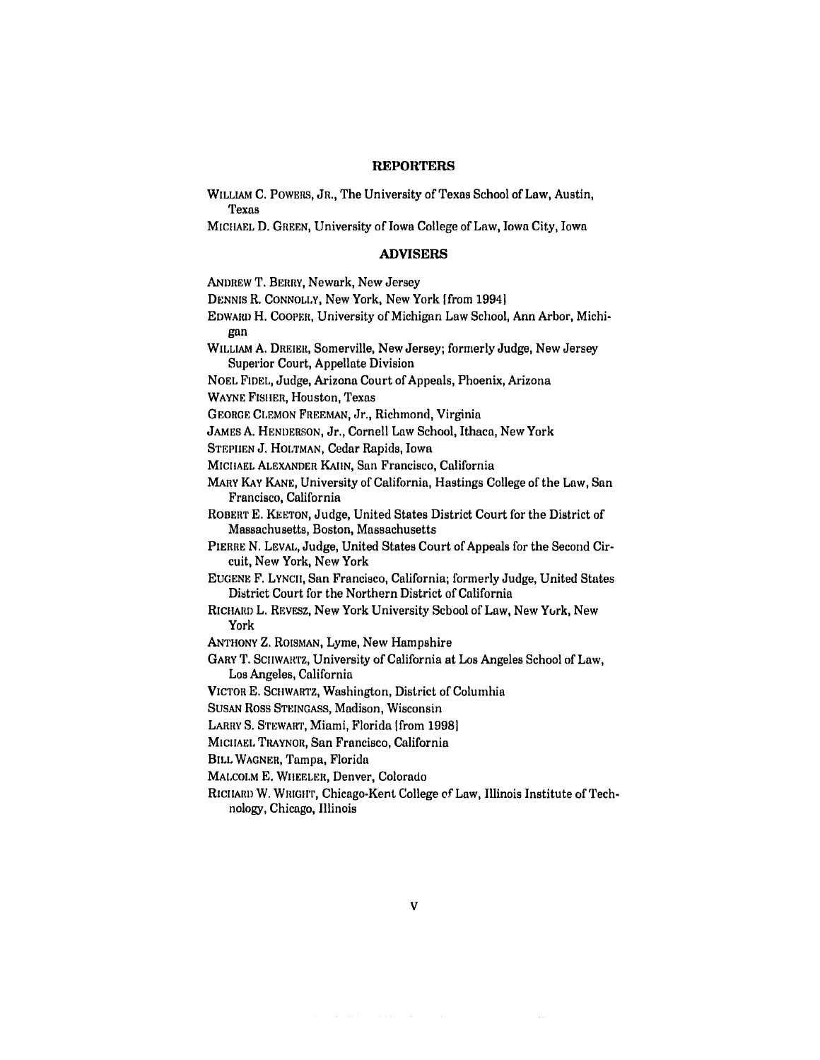## REPORTERS

WILLIAM C. POWERS, JR., The University of Texas School of Law, Austin, Texas

MICHAEL D. GREEN, University of Iowa College of Law, Iowa City, Iowa

## ADVISERS

ANDREW T. BERRY, Newark, New Jersey

DENNIS R. CONNOLLY, New York, New York [from 1994]

EDWARD H. COOPER, University of Michigan Law School, Ann Arbor, Michigan

WILLIAM A. DREIER, Somerville, New Jersey; formerly Judge, New Jersey Superior Court, Appellate Division

NOEL FIDEL, Judge, Arizona Court of Appeals, Phoenix, Arizona

WAYNE FISHER, Houston, Texas

GEORGE CLEMON FREEMAN, Jr., Richmond, Virginia

JAMES A. HENDERSON, Jr., Cornell Law School, Ithaca, New York

STEPHEN J. HOLTMAN, Cedar Rapids, Iowa

MICHAEL ALEXANDER KAHN, San Francisco, California

MARY KAY KANE, University of California, Hastings College of the Law, San Francisco, California

ROBERT E. KEETON, Judge, United States District Court for the District of Massachusetts, Boston, Massachusetts

PIERRE N. LEVAL, Judge, United States Court of Appeals for the Second Circuit, New York, New York

EUGENE F. LYNCH, San Francisco, California; formerly Judge, United States District Court for the Northern District of California

RICHARD L. REVESZ, New York University School of Law, New York, New York

ANTHONY Z. ROISMAN, Lyme, New Hampshire

GARY T. SCHWARTZ, University of California at Los Angeles School of Law, Los Angeles, California

VICTOR E. SCHWARTZ, Washington, District of Columbia

SUSAN ROSS STEINGASS, Madison, Wisconsin

LARRY S. STEWART, Miami, Florida [from 1998]

MICHAEL TRAYNOR, San Francisco, California

BILL WAGNER, Tampa, Florida

MALCOLM E. WHEELER, Denver, Colorado

RICHARD W. WRIGHT, Chicago-Kent College of Law, Illinois Institute of Technology, Chicago, Illinois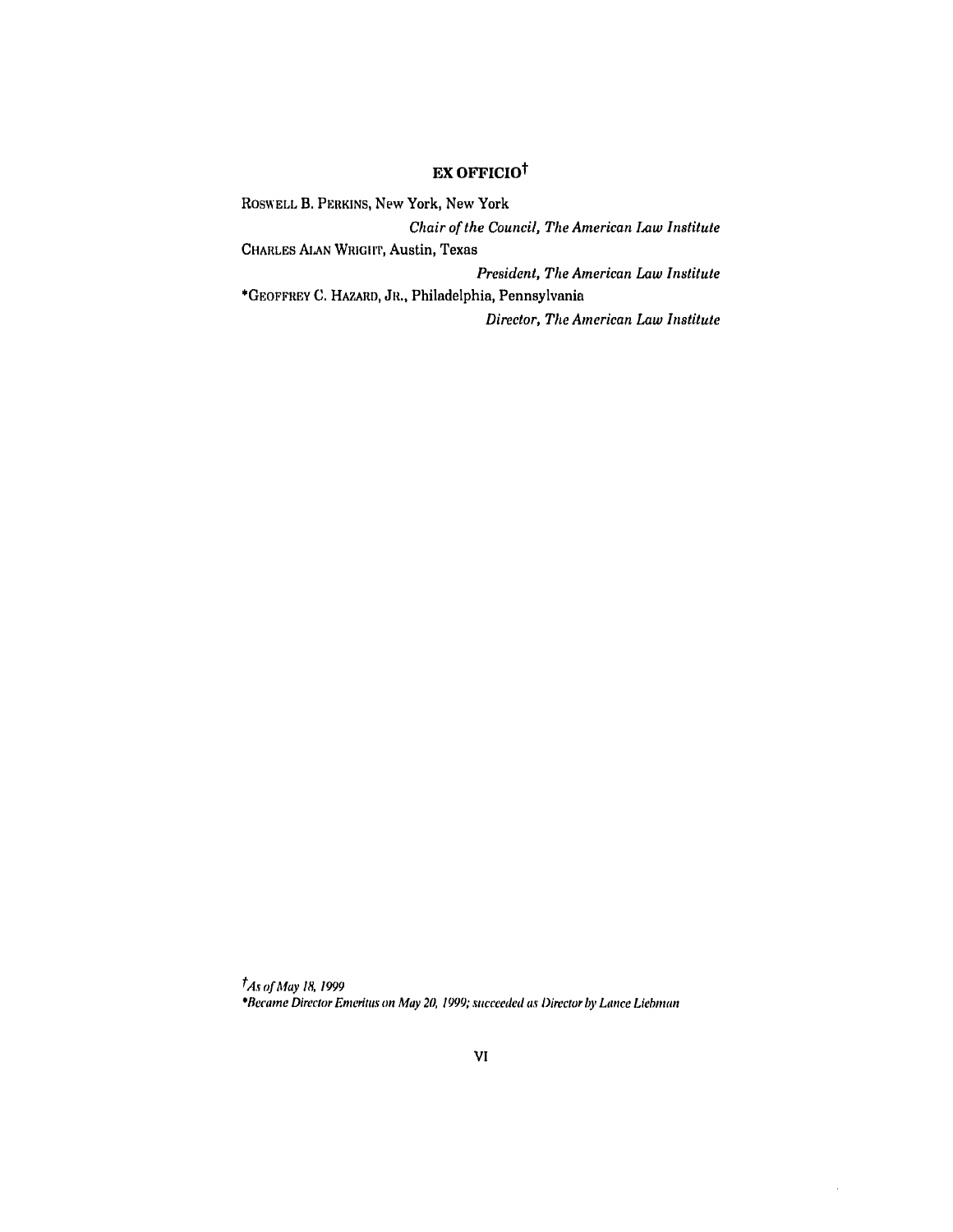## EX OFFICIO[†]

ROSWELL B. PERKINS, New York, New York

*Chair of the Council, The American Law Institute*

CHARLES ALAN WRIGHT, Austin, Texas

*President, The American Law Institute*

*GEOFFREY C. HAZARD, JR., Philadelphia, Pennsylvania

*Director, The American Law Institute*

*[†]As of May 18, 1999*

**Became Director Emeritus on May 20, 1999; succeeded as Director by Lance Liebman*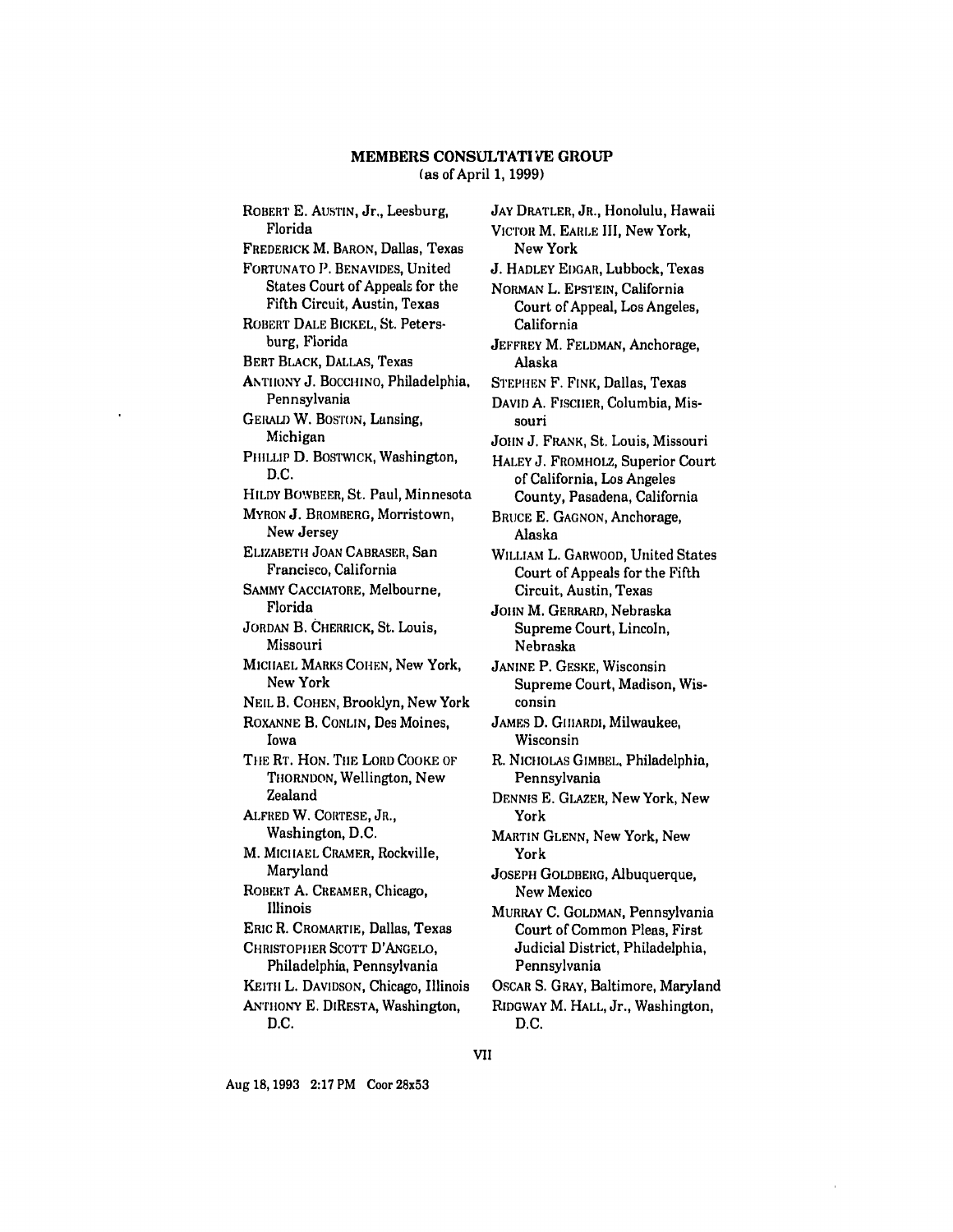## MEMBERS CONSULTATIVE GROUP
(as of April 1, 1999)

ROBERT E. AUSTIN, Jr., Leesburg, Florida

FREDERICK M. BARON, Dallas, Texas

FORTUNATO P. BENAVIDES, United States Court of Appeals for the Fifth Circuit, Austin, Texas

ROBERT DALE BICKEL, St. Petersburg, Florida

BERT BLACK, DALLAS, Texas

ANTHONY J. BOCCHINO, Philadelphia, Pennsylvania

GERALD W. BOSTON, Lansing, Michigan

PHILLIP D. BOSTWICK, Washington, D.C.

HILDY BOWBEER, St. Paul, Minnesota

MYRON J. BROMBERG, Morristown, New Jersey

ELIZABETH JOAN CABRASER, San Francisco, California

SAMMY CACCIATORE, Melbourne, Florida

JORDAN B. CHERRICK, St. Louis, Missouri

MICHAEL MARKS COHEN, New York, New York

NEIL B. COHEN, Brooklyn, New York

ROXANNE B. CONLIN, Des Moines, Iowa

THE RT. HON. THE LORD COOKE OF THORNDON, Wellington, New Zealand

ALFRED W. CORTESE, JR., Washington, D.C.

M. MICHAEL CRAMER, Rockville, Maryland

ROBERT A. CREAMER, Chicago, Illinois

ERIC R. CROMARTIE, Dallas, Texas

CHRISTOPHER SCOTT D'ANGELO, Philadelphia, Pennsylvania

KEITH L. DAVIDSON, Chicago, Illinois

ANTHONY E. DIRESTA, Washington, D.C.

JAY DRATLER, JR., Honolulu, Hawaii

VICTOR M. EARLE III, New York, New York

J. HADLEY EDGAR, Lubbock, Texas

NORMAN L. EPSTEIN, California Court of Appeal, Los Angeles, California

JEFFREY M. FELDMAN, Anchorage, Alaska

STEPHEN F. FINK, Dallas, Texas

DAVID A. FISCHER, Columbia, Missouri

JOHN J. FRANK, St. Louis, Missouri

HALEY J. FROMHOLZ, Superior Court of California, Los Angeles County, Pasadena, California

BRUCE E. GAGNON, Anchorage, Alaska

WILLIAM L. GARWOOD, United States Court of Appeals for the Fifth Circuit, Austin, Texas

JOHN M. GERRARD, Nebraska Supreme Court, Lincoln, Nebraska

JANINE P. GESKE, Wisconsin Supreme Court, Madison, Wisconsin

JAMES D. GHIARDI, Milwaukee, Wisconsin

R. NICHOLAS GIMBEL, Philadelphia, Pennsylvania

DENNIS E. GLAZER, New York, New York

MARTIN GLENN, New York, New York

JOSEPH GOLDBERG, Albuquerque, New Mexico

MURRAY C. GOLDMAN, Pennsylvania Court of Common Pleas, First Judicial District, Philadelphia, Pennsylvania

OSCAR S. GRAY, Baltimore, Maryland

RIDGWAY M. HALL, Jr., Washington, D.C.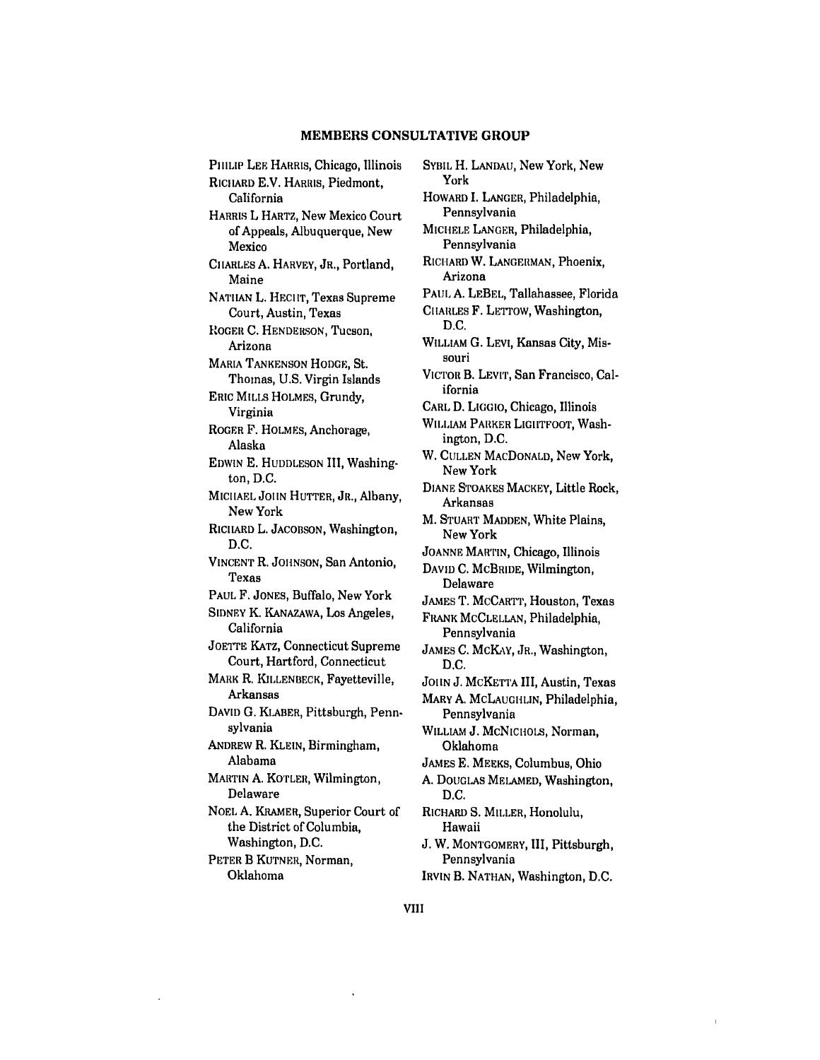## MEMBERS CONSULTATIVE GROUP

PHILIP LEE HARRIS, Chicago, Illinois
RICHARD E.V. HARRIS, Piedmont, California
HARRIS L HARTZ, New Mexico Court of Appeals, Albuquerque, New Mexico
CHARLES A. HARVEY, JR., Portland, Maine
NATHAN L. HECHT, Texas Supreme Court, Austin, Texas
ROGER C. HENDERSON, Tucson, Arizona
MARIA TANKENSON HODGE, St. Thomas, U.S. Virgin Islands
ERIC MILLS HOLMES, Grundy, Virginia
ROGER F. HOLMES, Anchorage, Alaska
EDWIN E. HUDDLESON III, Washington, D.C.
MICHAEL JOHN HUTTER, JR., Albany, New York
RICHARD L. JACOBSON, Washington, D.C.
VINCENT R. JOHNSON, San Antonio, Texas
PAUL F. JONES, Buffalo, New York
SIDNEY K. KANAZAWA, Los Angeles, California
JOETTE KATZ, Connecticut Supreme Court, Hartford, Connecticut
MARK R. KILLENBECK, Fayetteville, Arkansas
DAVID G. KLABER, Pittsburgh, Pennsylvania
ANDREW R. KLEIN, Birmingham, Alabama
MARTIN A. KOTLER, Wilmington, Delaware
NOEL A. KRAMER, Superior Court of the District of Columbia, Washington, D.C.
PETER B KUTNER, Norman, Oklahoma
SYBIL H. LANDAU, New York, New York
HOWARD I. LANGER, Philadelphia, Pennsylvania
MICHELE LANGER, Philadelphia, Pennsylvania
RICHARD W. LANGERMAN, Phoenix, Arizona
PAUL A. LEBEL, Tallahassee, Florida
CHARLES F. LETTOW, Washington, D.C.
WILLIAM G. LEVI, Kansas City, Missouri
VICTOR B. LEVIT, San Francisco, California
CARL D. LIGGIO, Chicago, Illinois
WILLIAM PARKER LIGHTFOOT, Washington, D.C.
W. CULLEN MACDONALD, New York, New York
DIANE STOAKES MACKEY, Little Rock, Arkansas
M. STUART MADDEN, White Plains, New York
JOANNE MARTIN, Chicago, Illinois
DAVID C. MCBRIDE, Wilmington, Delaware
JAMES T. MCCARTT, Houston, Texas
FRANK MCCLELLAN, Philadelphia, Pennsylvania
JAMES C. MCKAY, JR., Washington, D.C.
JOHN J. MCKETTA III, Austin, Texas
MARY A. MCLAUGHLIN, Philadelphia, Pennsylvania
WILLIAM J. MCNICHOLS, Norman, Oklahoma
JAMES E. MEEKS, Columbus, Ohio
A. DOUGLAS MELAMED, Washington, D.C.
RICHARD S. MILLER, Honolulu, Hawaii
J. W. MONTGOMERY, III, Pittsburgh, Pennsylvania
IRVIN B. NATHAN, Washington, D.C.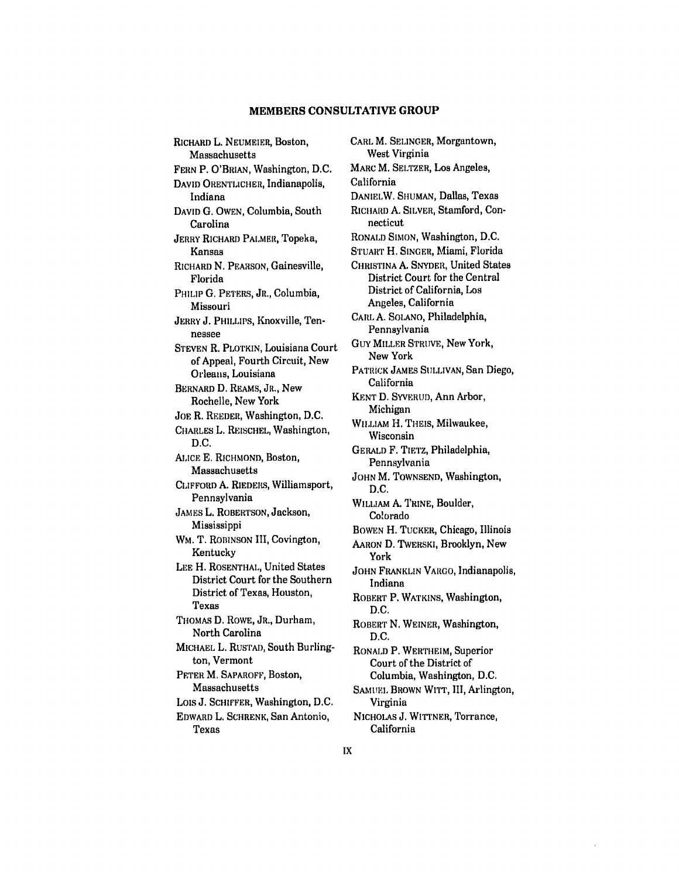## MEMBERS CONSULTATIVE GROUP

RICHARD L. NEUMEIER, Boston, Massachusetts

FERN P. O'BRIAN, Washington, D.C.

DAVID ORENTLICHER, Indianapolis, Indiana

DAVID G. OWEN, Columbia, South Carolina

JERRY RICHARD PALMER, Topeka, Kansas

RICHARD N. PEARSON, Gainesville, Florida

PHILIP G. PETERS, JR., Columbia, Missouri

JERRY J. PHILLIPS, Knoxville, Tennessee

STEVEN R. PLOTKIN, Louisiana Court of Appeal, Fourth Circuit, New Orleans, Louisiana

BERNARD D. REAMS, JR., New Rochelle, New York

JOE R. REEDER, Washington, D.C.

CHARLES L. REISCHEL, Washington, D.C.

ALICE E. RICHMOND, Boston, Massachusetts

CLIFFORD A. RIEDERS, Williamsport, Pennsylvania

JAMES L. ROBERTSON, Jackson, Mississippi

WM. T. ROBINSON III, Covington, Kentucky

LEE H. ROSENTHAL, United States District Court for the Southern District of Texas, Houston, Texas

THOMAS D. ROWE, JR., Durham, North Carolina

MICHAEL L. RUSTAD, South Burlington, Vermont

PETER M. SAPAROFF, Boston, Massachusetts

LOIS J. SCHIFFER, Washington, D.C.

EDWARD L. SCHRENK, San Antonio, Texas

CARL M. SELINGER, Morgantown, West Virginia

MARC M. SELTZER, Los Angeles, California

DANIEL W. SHUMAN, Dallas, Texas

RICHARD A. SILVER, Stamford, Connecticut

RONALD SIMON, Washington, D.C.

STUART H. SINGER, Miami, Florida

CHRISTINA A. SNYDER, United States District Court for the Central District of California, Los Angeles, California

CARL A. SOLANO, Philadelphia, Pennsylvania

GUY MILLER STRUVE, New York, New York

PATRICK JAMES SULLIVAN, San Diego, California

KENT D. SYVERUD, Ann Arbor, Michigan

WILLIAM H. THEIS, Milwaukee, Wisconsin

GERALD F. TIETZ, Philadelphia, Pennsylvania

JOHN M. TOWNSEND, Washington, D.C.

WILLIAM A. TRINE, Boulder, Colorado

BOWEN H. TUCKER, Chicago, Illinois

AARON D. TWERSKI, Brooklyn, New York

JOHN FRANKLIN VARGO, Indianapolis, Indiana

ROBERT P. WATKINS, Washington, D.C.

ROBERT N. WEINER, Washington, D.C.

RONALD P. WERTHEIM, Superior Court of the District of Columbia, Washington, D.C.

SAMUEL BROWN WITT, III, Arlington, Virginia

NICHOLAS J. WITTNER, Torrance, California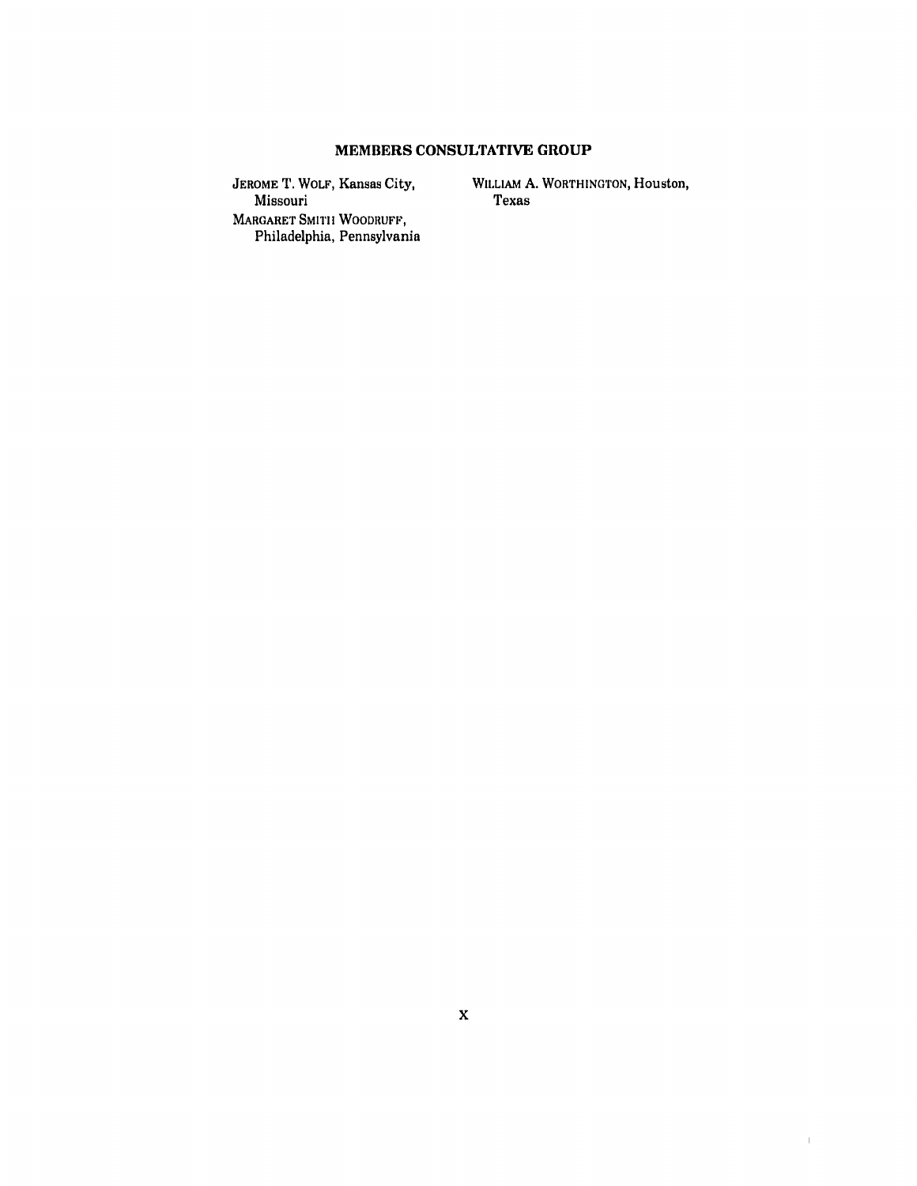## MEMBERS CONSULTATIVE GROUP

JEROME T. WOLF, Kansas City, Missouri

MARGARET SMITH WOODRUFF, Philadelphia, Pennsylvania

WILLIAM A. WORTHINGTON, Houston, Texas